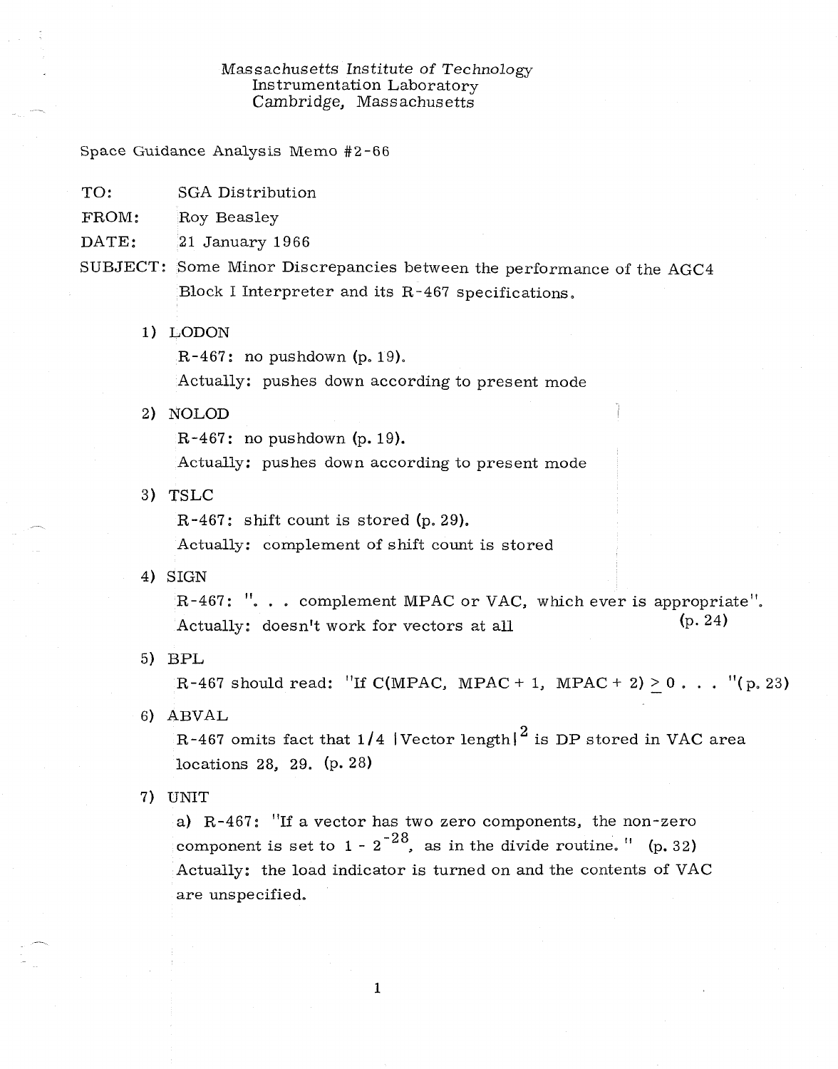Massachusetts Institute of Technology
Instrumentation Laboratory
Cambridge, Massachusetts

Space Guidance Analysis Memo #2-66

TO: SGA Distribution

FROM: Roy Beasley

DATE: 21 January 1966

SUBJECT: Some Minor Discrepancies between the performance of the AGC4 Block I Interpreter and its R-467 specifications.

1) LODON

   R-467: no pushdown (p. 19).

   Actually: pushes down according to present mode

2) NOLOD

   R-467: no pushdown (p. 19).

   Actually: pushes down according to present mode

3) TSLC

   R-467: shift count is stored (p. 29).

   Actually: complement of shift count is stored

4) SIGN

   R-467: ". . . complement MPAC or VAC, which ever is appropriate". (p. 24)

   Actually: doesn't work for vectors at all

5) BPL

   R-467 should read: "If C(MPAC, MPAC + 1, MPAC + 2) $\geq$ 0 . . . "(p. 23)

6) ABVAL

   R-467 omits fact that 1/4 |Vector length|$^2$ is DP stored in VAC area locations 28, 29. (p. 28)

7) UNIT

   a) R-467: "If a vector has two zero components, the non-zero component is set to $1 - 2^{-28}$, as in the divide routine." (p. 32)

   Actually: the load indicator is turned on and the contents of VAC are unspecified.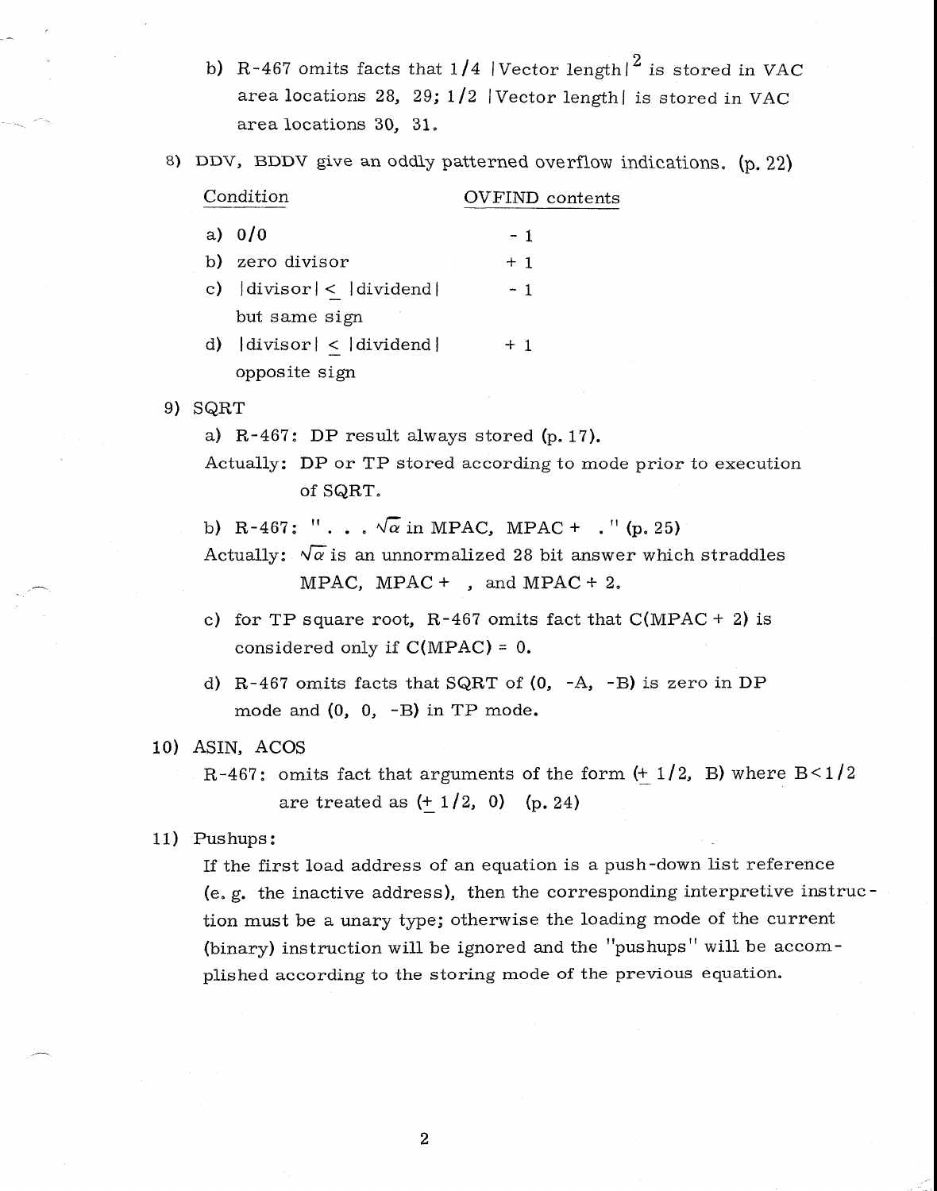b) R-467 omits facts that 1/4 |Vector length|$^2$ is stored in VAC area locations 28, 29; 1/2 |Vector length| is stored in VAC area locations 30, 31.

8) DDV, BDDV give an oddly patterned overflow indications. (p. 22)

| Condition | OVFIND contents |
|---|---|
| a) 0/0 | - 1 |
| b) zero divisor | + 1 |
| c) \|divisor\| $\leq$ \|dividend\| but same sign | - 1 |
| d) \|divisor\| $\leq$ \|dividend\| opposite sign | + 1 |

9) SQRT

a) R-467: DP result always stored (p. 17).

Actually: DP or TP stored according to mode prior to execution of SQRT.

b) R-467: ". . . $\sqrt{\alpha}$ in MPAC, MPAC + ." (p. 25)

Actually: $\sqrt{\alpha}$ is an unnormalized 28 bit answer which straddles MPAC, MPAC + , and MPAC + 2.

c) for TP square root, R-467 omits fact that C(MPAC + 2) is considered only if C(MPAC) = 0.

d) R-467 omits facts that SQRT of (0, -A, -B) is zero in DP mode and (0, 0, -B) in TP mode.

10) ASIN, ACOS

R-467: omits fact that arguments of the form ($\pm$ 1/2, B) where B<1/2 are treated as ($\pm$ 1/2, 0) (p. 24)

11) Pushups:

If the first load address of an equation is a push-down list reference (e. g. the inactive address), then the corresponding interpretive instruction must be a unary type; otherwise the loading mode of the current (binary) instruction will be ignored and the "pushups" will be accomplished according to the storing mode of the previous equation.